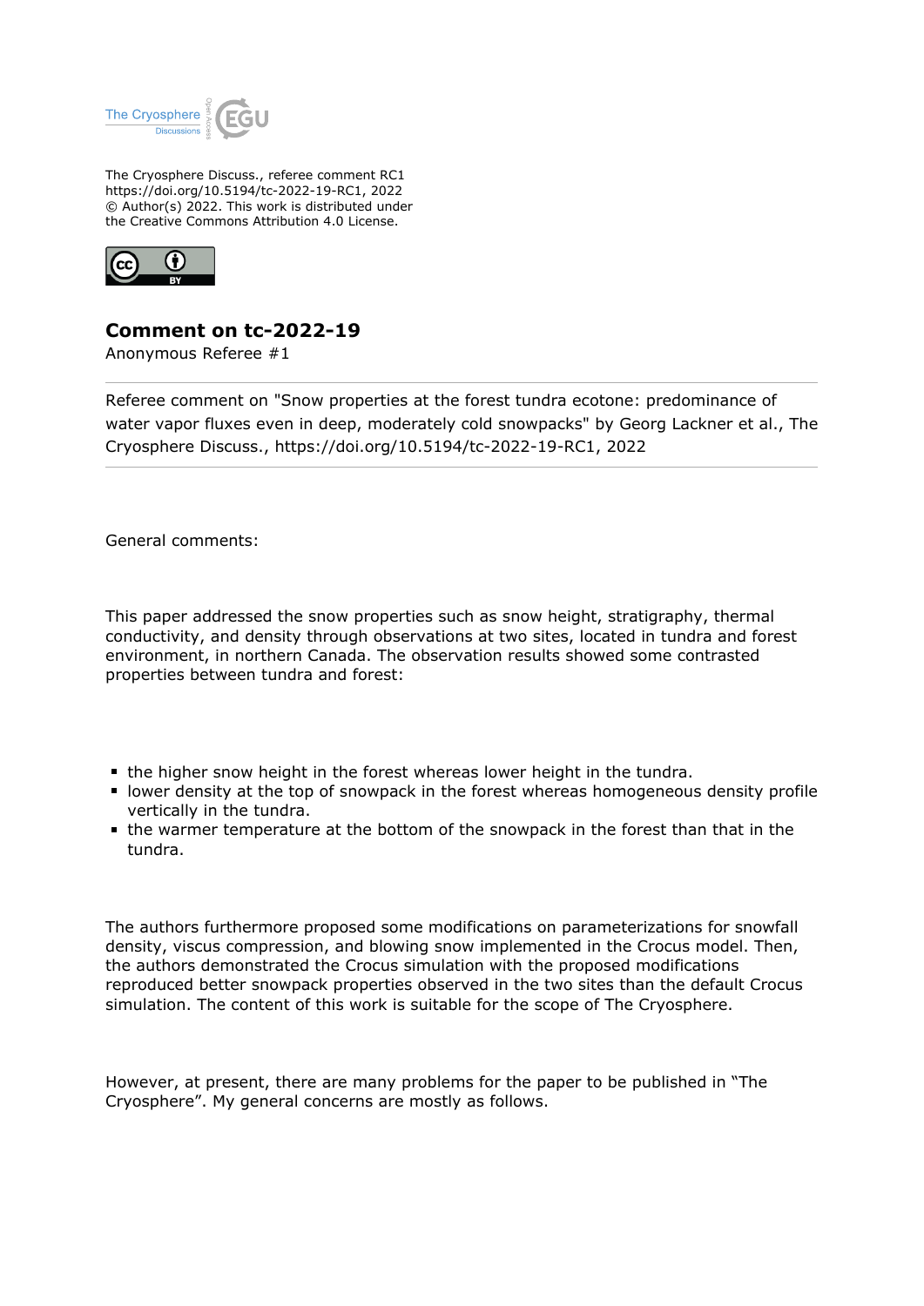The Cryosphere Discuss., referee comment RC1
https://doi.org/10.5194/tc-2022-19-RC1, 2022
© Author(s) 2022. This work is distributed under
the Creative Commons Attribution 4.0 License.

## Comment on tc-2022-19

Anonymous Referee #1

---

Referee comment on "Snow properties at the forest tundra ecotone: predominance of water vapor fluxes even in deep, moderately cold snowpacks" by Georg Lackner et al., The Cryosphere Discuss., https://doi.org/10.5194/tc-2022-19-RC1, 2022

---

General comments:

This paper addressed the snow properties such as snow height, stratigraphy, thermal conductivity, and density through observations at two sites, located in tundra and forest environment, in northern Canada. The observation results showed some contrasted properties between tundra and forest:

- the higher snow height in the forest whereas lower height in the tundra.
- lower density at the top of snowpack in the forest whereas homogeneous density profile vertically in the tundra.
- the warmer temperature at the bottom of the snowpack in the forest than that in the tundra.

The authors furthermore proposed some modifications on parameterizations for snowfall density, viscus compression, and blowing snow implemented in the Crocus model. Then, the authors demonstrated the Crocus simulation with the proposed modifications reproduced better snowpack properties observed in the two sites than the default Crocus simulation. The content of this work is suitable for the scope of The Cryosphere.

However, at present, there are many problems for the paper to be published in "The Cryosphere". My general concerns are mostly as follows.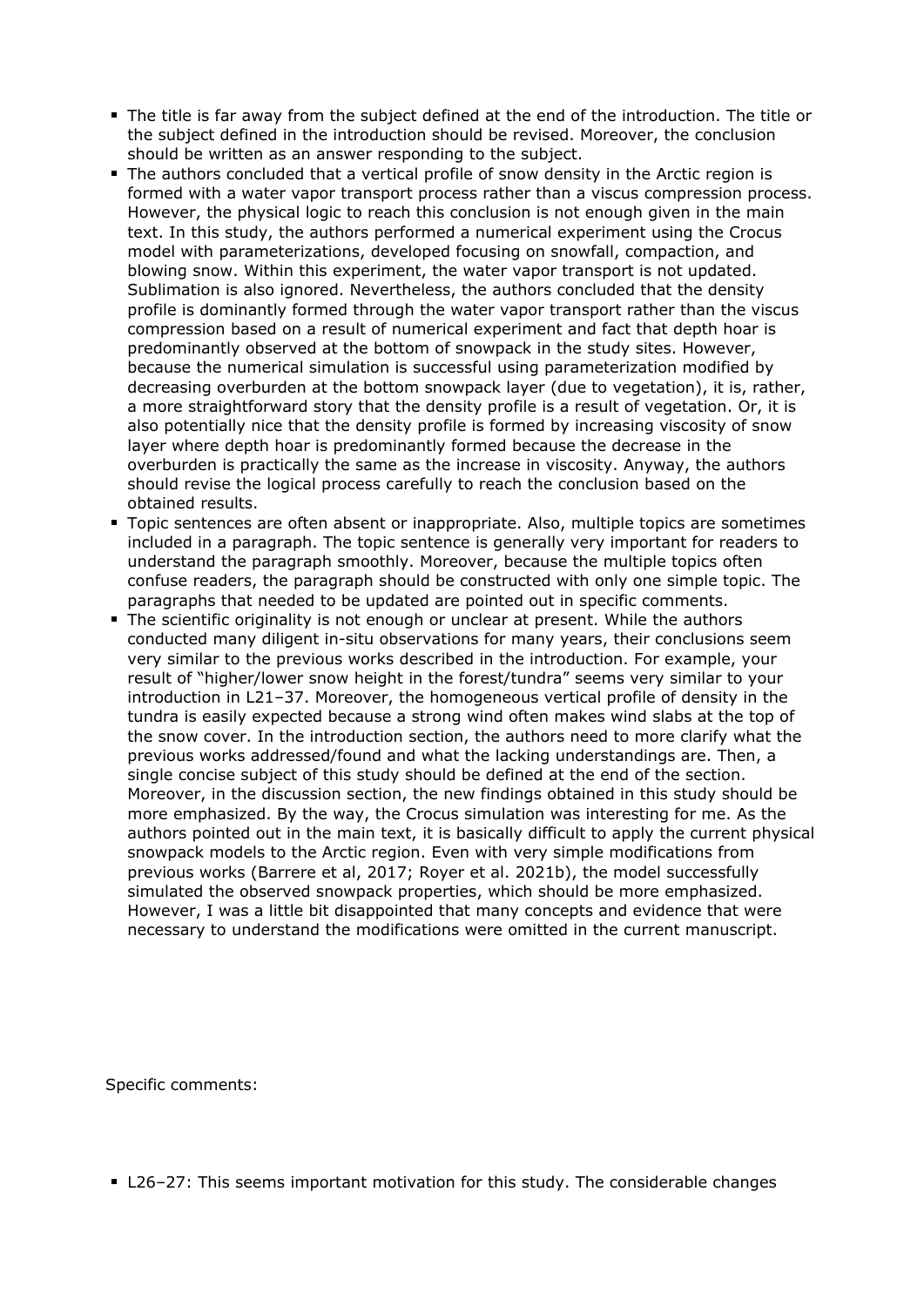- The title is far away from the subject defined at the end of the introduction. The title or the subject defined in the introduction should be revised. Moreover, the conclusion should be written as an answer responding to the subject.
- The authors concluded that a vertical profile of snow density in the Arctic region is formed with a water vapor transport process rather than a viscus compression process. However, the physical logic to reach this conclusion is not enough given in the main text. In this study, the authors performed a numerical experiment using the Crocus model with parameterizations, developed focusing on snowfall, compaction, and blowing snow. Within this experiment, the water vapor transport is not updated. Sublimation is also ignored. Nevertheless, the authors concluded that the density profile is dominantly formed through the water vapor transport rather than the viscus compression based on a result of numerical experiment and fact that depth hoar is predominantly observed at the bottom of snowpack in the study sites. However, because the numerical simulation is successful using parameterization modified by decreasing overburden at the bottom snowpack layer (due to vegetation), it is, rather, a more straightforward story that the density profile is a result of vegetation. Or, it is also potentially nice that the density profile is formed by increasing viscosity of snow layer where depth hoar is predominantly formed because the decrease in the overburden is practically the same as the increase in viscosity. Anyway, the authors should revise the logical process carefully to reach the conclusion based on the obtained results.
- Topic sentences are often absent or inappropriate. Also, multiple topics are sometimes included in a paragraph. The topic sentence is generally very important for readers to understand the paragraph smoothly. Moreover, because the multiple topics often confuse readers, the paragraph should be constructed with only one simple topic. The paragraphs that needed to be updated are pointed out in specific comments.
- The scientific originality is not enough or unclear at present. While the authors conducted many diligent in-situ observations for many years, their conclusions seem very similar to the previous works described in the introduction. For example, your result of "higher/lower snow height in the forest/tundra" seems very similar to your introduction in L21–37. Moreover, the homogeneous vertical profile of density in the tundra is easily expected because a strong wind often makes wind slabs at the top of the snow cover. In the introduction section, the authors need to more clarify what the previous works addressed/found and what the lacking understandings are. Then, a single concise subject of this study should be defined at the end of the section. Moreover, in the discussion section, the new findings obtained in this study should be more emphasized. By the way, the Crocus simulation was interesting for me. As the authors pointed out in the main text, it is basically difficult to apply the current physical snowpack models to the Arctic region. Even with very simple modifications from previous works (Barrere et al, 2017; Royer et al. 2021b), the model successfully simulated the observed snowpack properties, which should be more emphasized. However, I was a little bit disappointed that many concepts and evidence that were necessary to understand the modifications were omitted in the current manuscript.

Specific comments:

- L26–27: This seems important motivation for this study. The considerable changes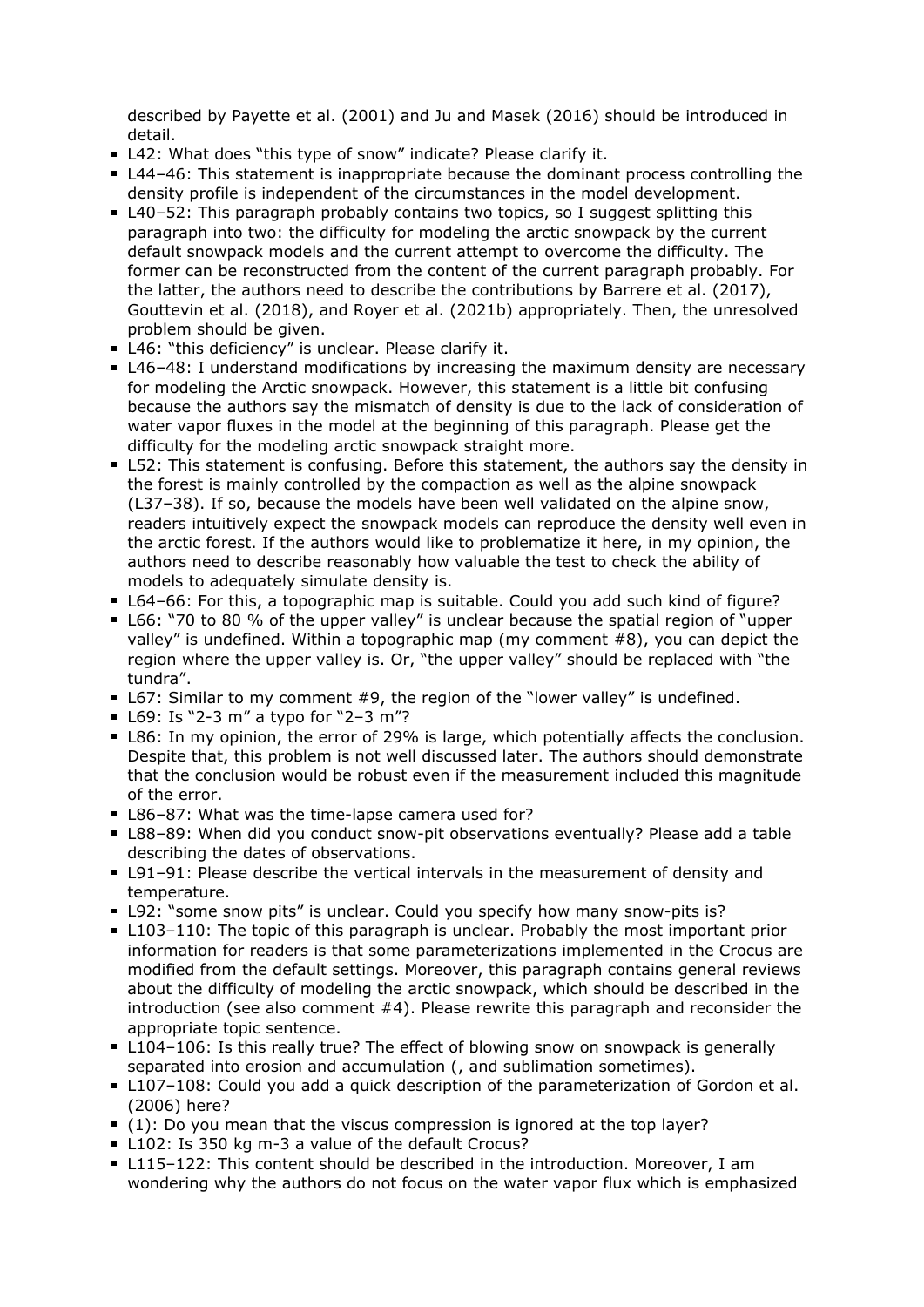described by Payette et al. (2001) and Ju and Masek (2016) should be introduced in detail.

- L42: What does "this type of snow" indicate? Please clarify it.
- L44–46: This statement is inappropriate because the dominant process controlling the density profile is independent of the circumstances in the model development.
- L40–52: This paragraph probably contains two topics, so I suggest splitting this paragraph into two: the difficulty for modeling the arctic snowpack by the current default snowpack models and the current attempt to overcome the difficulty. The former can be reconstructed from the content of the current paragraph probably. For the latter, the authors need to describe the contributions by Barrere et al. (2017), Gouttevin et al. (2018), and Royer et al. (2021b) appropriately. Then, the unresolved problem should be given.
- L46: "this deficiency" is unclear. Please clarify it.
- L46–48: I understand modifications by increasing the maximum density are necessary for modeling the Arctic snowpack. However, this statement is a little bit confusing because the authors say the mismatch of density is due to the lack of consideration of water vapor fluxes in the model at the beginning of this paragraph. Please get the difficulty for the modeling arctic snowpack straight more.
- L52: This statement is confusing. Before this statement, the authors say the density in the forest is mainly controlled by the compaction as well as the alpine snowpack (L37–38). If so, because the models have been well validated on the alpine snow, readers intuitively expect the snowpack models can reproduce the density well even in the arctic forest. If the authors would like to problematize it here, in my opinion, the authors need to describe reasonably how valuable the test to check the ability of models to adequately simulate density is.
- L64–66: For this, a topographic map is suitable. Could you add such kind of figure?
- L66: "70 to 80 % of the upper valley" is unclear because the spatial region of "upper valley" is undefined. Within a topographic map (my comment #8), you can depict the region where the upper valley is. Or, "the upper valley" should be replaced with "the tundra".
- L67: Similar to my comment #9, the region of the "lower valley" is undefined.
- L69: Is "2-3 m" a typo for "2–3 m"?
- L86: In my opinion, the error of 29% is large, which potentially affects the conclusion. Despite that, this problem is not well discussed later. The authors should demonstrate that the conclusion would be robust even if the measurement included this magnitude of the error.
- L86–87: What was the time-lapse camera used for?
- L88–89: When did you conduct snow-pit observations eventually? Please add a table describing the dates of observations.
- L91–91: Please describe the vertical intervals in the measurement of density and temperature.
- L92: "some snow pits" is unclear. Could you specify how many snow-pits is?
- L103–110: The topic of this paragraph is unclear. Probably the most important prior information for readers is that some parameterizations implemented in the Crocus are modified from the default settings. Moreover, this paragraph contains general reviews about the difficulty of modeling the arctic snowpack, which should be described in the introduction (see also comment #4). Please rewrite this paragraph and reconsider the appropriate topic sentence.
- L104–106: Is this really true? The effect of blowing snow on snowpack is generally separated into erosion and accumulation (, and sublimation sometimes).
- L107–108: Could you add a quick description of the parameterization of Gordon et al. (2006) here?
- (1): Do you mean that the viscus compression is ignored at the top layer?
- L102: Is 350 kg m-3 a value of the default Crocus?
- L115–122: This content should be described in the introduction. Moreover, I am wondering why the authors do not focus on the water vapor flux which is emphasized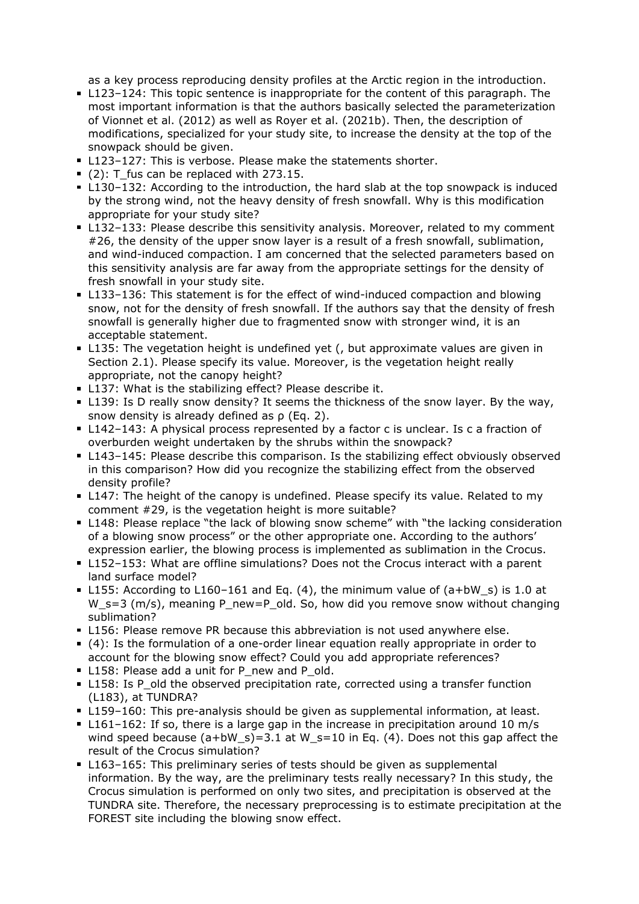as a key process reproducing density profiles at the Arctic region in the introduction.

- L123–124: This topic sentence is inappropriate for the content of this paragraph. The most important information is that the authors basically selected the parameterization of Vionnet et al. (2012) as well as Royer et al. (2021b). Then, the description of modifications, specialized for your study site, to increase the density at the top of the snowpack should be given.
- L123–127: This is verbose. Please make the statements shorter.
- (2): $T_{fus}$ can be replaced with 273.15.
- L130–132: According to the introduction, the hard slab at the top snowpack is induced by the strong wind, not the heavy density of fresh snowfall. Why is this modification appropriate for your study site?
- L132–133: Please describe this sensitivity analysis. Moreover, related to my comment #26, the density of the upper snow layer is a result of a fresh snowfall, sublimation, and wind-induced compaction. I am concerned that the selected parameters based on this sensitivity analysis are far away from the appropriate settings for the density of fresh snowfall in your study site.
- L133–136: This statement is for the effect of wind-induced compaction and blowing snow, not for the density of fresh snowfall. If the authors say that the density of fresh snowfall is generally higher due to fragmented snow with stronger wind, it is an acceptable statement.
- L135: The vegetation height is undefined yet (, but approximate values are given in Section 2.1). Please specify its value. Moreover, is the vegetation height really appropriate, not the canopy height?
- L137: What is the stabilizing effect? Please describe it.
- L139: Is D really snow density? It seems the thickness of the snow layer. By the way, snow density is already defined as $\rho$ (Eq. 2).
- L142–143: A physical process represented by a factor c is unclear. Is c a fraction of overburden weight undertaken by the shrubs within the snowpack?
- L143–145: Please describe this comparison. Is the stabilizing effect obviously observed in this comparison? How did you recognize the stabilizing effect from the observed density profile?
- L147: The height of the canopy is undefined. Please specify its value. Related to my comment #29, is the vegetation height more suitable?
- L148: Please replace "the lack of blowing snow scheme" with "the lacking consideration of a blowing snow process" or the other appropriate one. According to the authors' expression earlier, the blowing process is implemented as sublimation in the Crocus.
- L152–153: What are offline simulations? Does not the Crocus interact with a parent land surface model?
- L155: According to L160–161 and Eq. (4), the minimum value of $(a+bW_s)$ is 1.0 at $W_s=3$ (m/s), meaning $P_{new}=P_{old}$. So, how did you remove snow without changing sublimation?
- L156: Please remove PR because this abbreviation is not used anywhere else.
- (4): Is the formulation of a one-order linear equation really appropriate in order to account for the blowing snow effect? Could you add appropriate references?
- L158: Please add a unit for $P_{new}$ and $P_{old}$.
- L158: Is $P_{old}$ the observed precipitation rate, corrected using a transfer function (L183), at TUNDRA?
- L159–160: This pre-analysis should be given as supplemental information, at least.
- L161–162: If so, there is a large gap in the increase in precipitation around 10 m/s wind speed because $(a+bW_s)=3.1$ at $W_s=10$ in Eq. (4). Does not this gap affect the result of the Crocus simulation?
- L163–165: This preliminary series of tests should be given as supplemental information. By the way, are the preliminary tests really necessary? In this study, the Crocus simulation is performed on only two sites, and precipitation is observed at the TUNDRA site. Therefore, the necessary preprocessing is to estimate precipitation at the FOREST site including the blowing snow effect.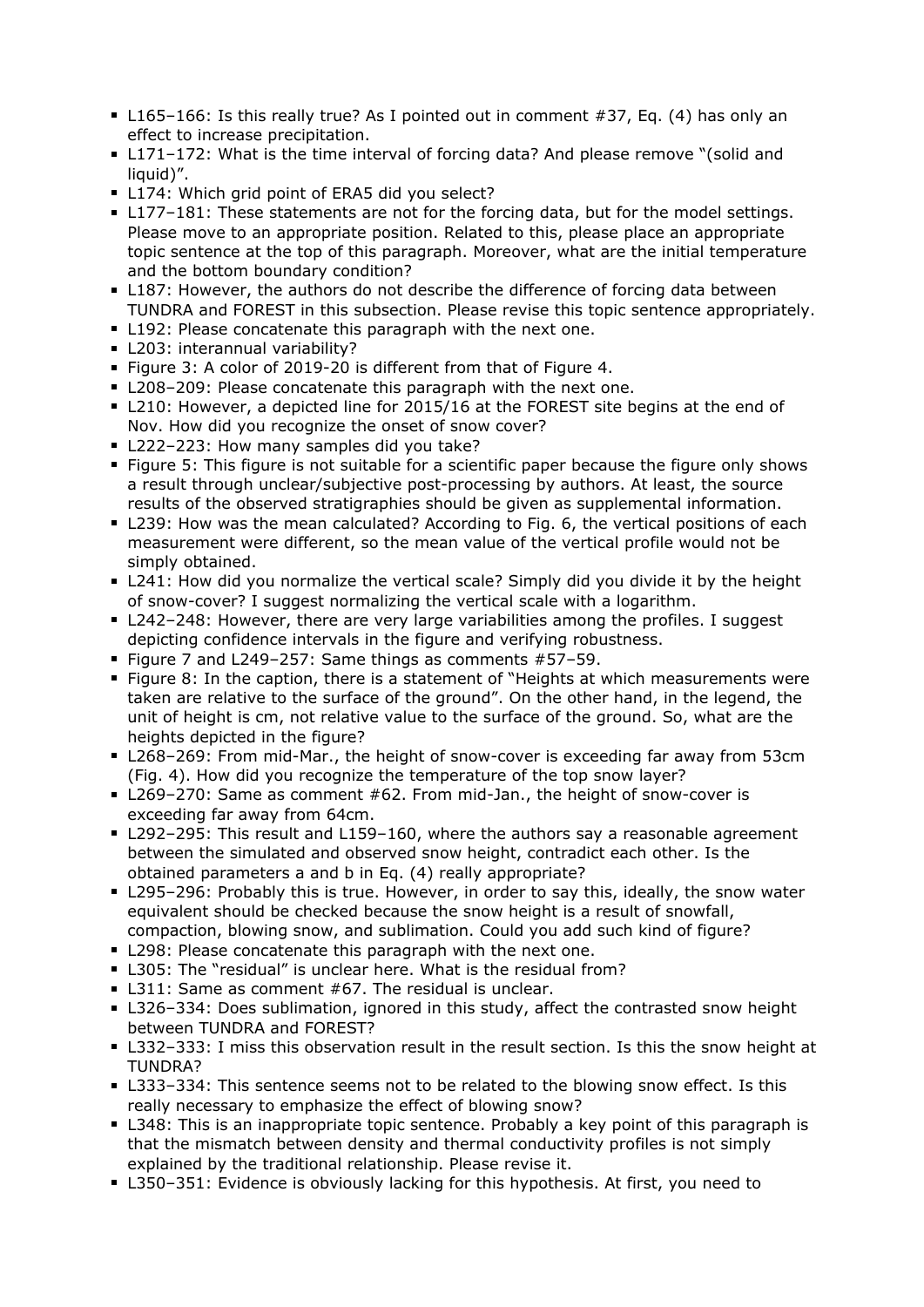- L165–166: Is this really true? As I pointed out in comment #37, Eq. (4) has only an effect to increase precipitation.
- L171–172: What is the time interval of forcing data? And please remove "(solid and liquid)".
- L174: Which grid point of ERA5 did you select?
- L177–181: These statements are not for the forcing data, but for the model settings. Please move to an appropriate position. Related to this, please place an appropriate topic sentence at the top of this paragraph. Moreover, what are the initial temperature and the bottom boundary condition?
- L187: However, the authors do not describe the difference of forcing data between TUNDRA and FOREST in this subsection. Please revise this topic sentence appropriately.
- L192: Please concatenate this paragraph with the next one.
- L203: interannual variability?
- Figure 3: A color of 2019-20 is different from that of Figure 4.
- L208–209: Please concatenate this paragraph with the next one.
- L210: However, a depicted line for 2015/16 at the FOREST site begins at the end of Nov. How did you recognize the onset of snow cover?
- L222–223: How many samples did you take?
- Figure 5: This figure is not suitable for a scientific paper because the figure only shows a result through unclear/subjective post-processing by authors. At least, the source results of the observed stratigraphies should be given as supplemental information.
- L239: How was the mean calculated? According to Fig. 6, the vertical positions of each measurement were different, so the mean value of the vertical profile would not be simply obtained.
- L241: How did you normalize the vertical scale? Simply did you divide it by the height of snow-cover? I suggest normalizing the vertical scale with a logarithm.
- L242–248: However, there are very large variabilities among the profiles. I suggest depicting confidence intervals in the figure and verifying robustness.
- Figure 7 and L249–257: Same things as comments #57–59.
- Figure 8: In the caption, there is a statement of "Heights at which measurements were taken are relative to the surface of the ground". On the other hand, in the legend, the unit of height is cm, not relative value to the surface of the ground. So, what are the heights depicted in the figure?
- L268–269: From mid-Mar., the height of snow-cover is exceeding far away from 53cm (Fig. 4). How did you recognize the temperature of the top snow layer?
- L269–270: Same as comment #62. From mid-Jan., the height of snow-cover is exceeding far away from 64cm.
- L292–295: This result and L159–160, where the authors say a reasonable agreement between the simulated and observed snow height, contradict each other. Is the obtained parameters a and b in Eq. (4) really appropriate?
- L295–296: Probably this is true. However, in order to say this, ideally, the snow water equivalent should be checked because the snow height is a result of snowfall, compaction, blowing snow, and sublimation. Could you add such kind of figure?
- L298: Please concatenate this paragraph with the next one.
- L305: The "residual" is unclear here. What is the residual from?
- L311: Same as comment #67. The residual is unclear.
- L326–334: Does sublimation, ignored in this study, affect the contrasted snow height between TUNDRA and FOREST?
- L332–333: I miss this observation result in the result section. Is this the snow height at TUNDRA?
- L333–334: This sentence seems not to be related to the blowing snow effect. Is this really necessary to emphasize the effect of blowing snow?
- L348: This is an inappropriate topic sentence. Probably a key point of this paragraph is that the mismatch between density and thermal conductivity profiles is not simply explained by the traditional relationship. Please revise it.
- L350–351: Evidence is obviously lacking for this hypothesis. At first, you need to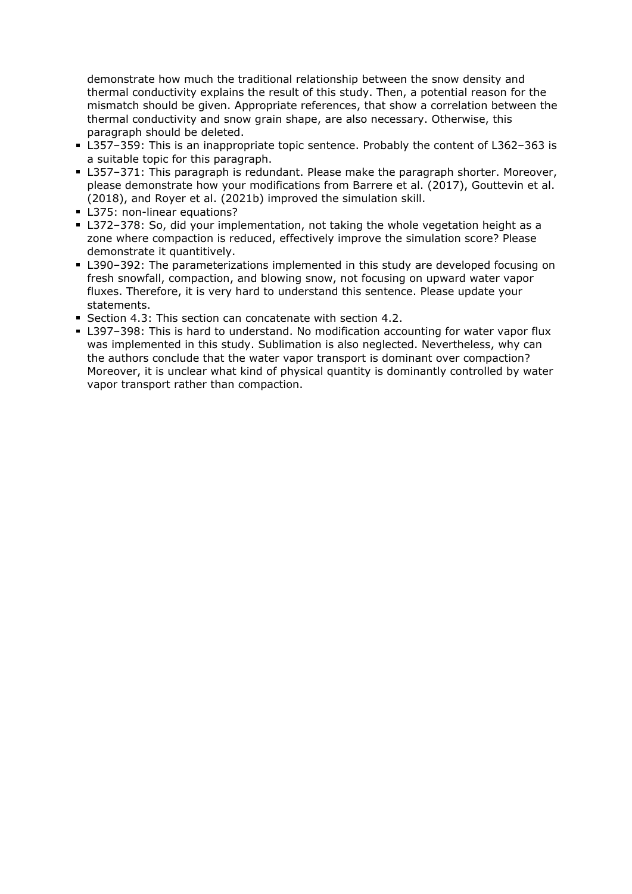demonstrate how much the traditional relationship between the snow density and thermal conductivity explains the result of this study. Then, a potential reason for the mismatch should be given. Appropriate references, that show a correlation between the thermal conductivity and snow grain shape, are also necessary. Otherwise, this paragraph should be deleted.

- L357–359: This is an inappropriate topic sentence. Probably the content of L362–363 is a suitable topic for this paragraph.
- L357–371: This paragraph is redundant. Please make the paragraph shorter. Moreover, please demonstrate how your modifications from Barrere et al. (2017), Gouttevin et al. (2018), and Royer et al. (2021b) improved the simulation skill.
- L375: non-linear equations?
- L372–378: So, did your implementation, not taking the whole vegetation height as a zone where compaction is reduced, effectively improve the simulation score? Please demonstrate it quantitively.
- L390–392: The parameterizations implemented in this study are developed focusing on fresh snowfall, compaction, and blowing snow, not focusing on upward water vapor fluxes. Therefore, it is very hard to understand this sentence. Please update your statements.
- Section 4.3: This section can concatenate with section 4.2.
- L397–398: This is hard to understand. No modification accounting for water vapor flux was implemented in this study. Sublimation is also neglected. Nevertheless, why can the authors conclude that the water vapor transport is dominant over compaction? Moreover, it is unclear what kind of physical quantity is dominantly controlled by water vapor transport rather than compaction.